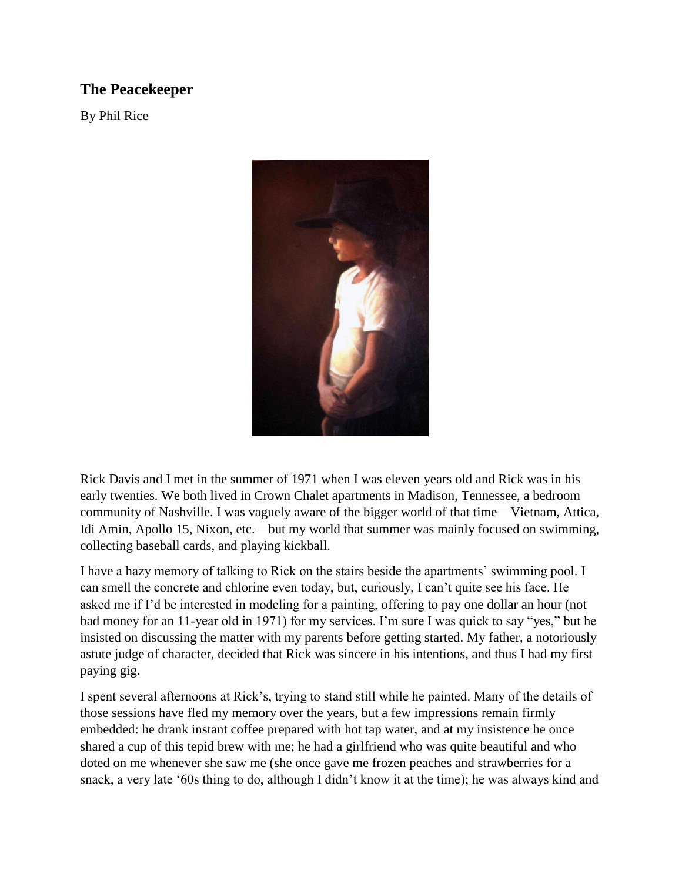## The Peacekeeper

By Phil Rice

Rick Davis and I met in the summer of 1971 when I was eleven years old and Rick was in his early twenties. We both lived in Crown Chalet apartments in Madison, Tennessee, a bedroom community of Nashville. I was vaguely aware of the bigger world of that time—Vietnam, Attica, Idi Amin, Apollo 15, Nixon, etc.—but my world that summer was mainly focused on swimming, collecting baseball cards, and playing kickball.

I have a hazy memory of talking to Rick on the stairs beside the apartments' swimming pool. I can smell the concrete and chlorine even today, but, curiously, I can't quite see his face. He asked me if I'd be interested in modeling for a painting, offering to pay one dollar an hour (not bad money for an 11-year old in 1971) for my services. I'm sure I was quick to say "yes," but he insisted on discussing the matter with my parents before getting started. My father, a notoriously astute judge of character, decided that Rick was sincere in his intentions, and thus I had my first paying gig.

I spent several afternoons at Rick's, trying to stand still while he painted. Many of the details of those sessions have fled my memory over the years, but a few impressions remain firmly embedded: he drank instant coffee prepared with hot tap water, and at my insistence he once shared a cup of this tepid brew with me; he had a girlfriend who was quite beautiful and who doted on me whenever she saw me (she once gave me frozen peaches and strawberries for a snack, a very late '60s thing to do, although I didn't know it at the time); he was always kind and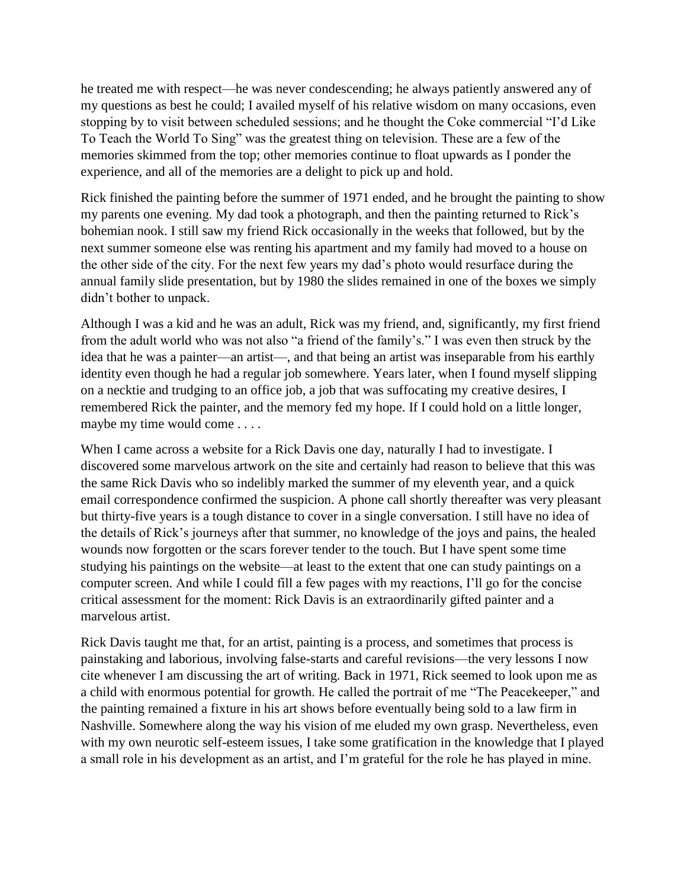he treated me with respect—he was never condescending; he always patiently answered any of my questions as best he could; I availed myself of his relative wisdom on many occasions, even stopping by to visit between scheduled sessions; and he thought the Coke commercial "I'd Like To Teach the World To Sing" was the greatest thing on television. These are a few of the memories skimmed from the top; other memories continue to float upwards as I ponder the experience, and all of the memories are a delight to pick up and hold.

Rick finished the painting before the summer of 1971 ended, and he brought the painting to show my parents one evening. My dad took a photograph, and then the painting returned to Rick's bohemian nook. I still saw my friend Rick occasionally in the weeks that followed, but by the next summer someone else was renting his apartment and my family had moved to a house on the other side of the city. For the next few years my dad's photo would resurface during the annual family slide presentation, but by 1980 the slides remained in one of the boxes we simply didn't bother to unpack.

Although I was a kid and he was an adult, Rick was my friend, and, significantly, my first friend from the adult world who was not also "a friend of the family's." I was even then struck by the idea that he was a painter—an artist—, and that being an artist was inseparable from his earthly identity even though he had a regular job somewhere. Years later, when I found myself slipping on a necktie and trudging to an office job, a job that was suffocating my creative desires, I remembered Rick the painter, and the memory fed my hope. If I could hold on a little longer, maybe my time would come . . . .

When I came across a website for a Rick Davis one day, naturally I had to investigate. I discovered some marvelous artwork on the site and certainly had reason to believe that this was the same Rick Davis who so indelibly marked the summer of my eleventh year, and a quick email correspondence confirmed the suspicion. A phone call shortly thereafter was very pleasant but thirty-five years is a tough distance to cover in a single conversation. I still have no idea of the details of Rick's journeys after that summer, no knowledge of the joys and pains, the healed wounds now forgotten or the scars forever tender to the touch. But I have spent some time studying his paintings on the website—at least to the extent that one can study paintings on a computer screen. And while I could fill a few pages with my reactions, I'll go for the concise critical assessment for the moment: Rick Davis is an extraordinarily gifted painter and a marvelous artist.

Rick Davis taught me that, for an artist, painting is a process, and sometimes that process is painstaking and laborious, involving false-starts and careful revisions—the very lessons I now cite whenever I am discussing the art of writing. Back in 1971, Rick seemed to look upon me as a child with enormous potential for growth. He called the portrait of me "The Peacekeeper," and the painting remained a fixture in his art shows before eventually being sold to a law firm in Nashville. Somewhere along the way his vision of me eluded my own grasp. Nevertheless, even with my own neurotic self-esteem issues, I take some gratification in the knowledge that I played a small role in his development as an artist, and I'm grateful for the role he has played in mine.